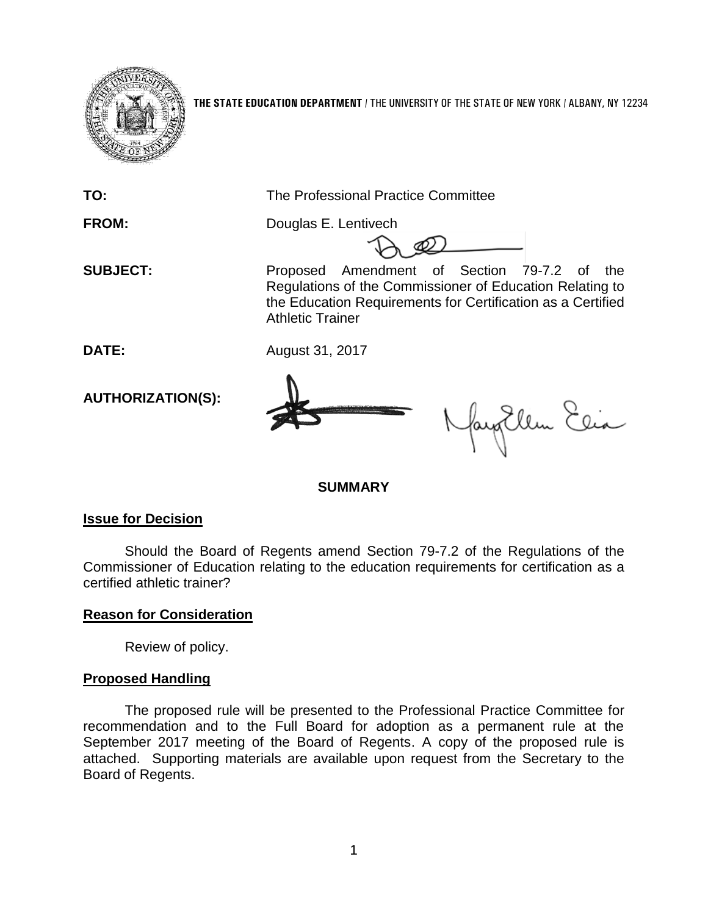**THE STATE EDUCATION DEPARTMENT** / THE UNIVERSITY OF THE STATE OF NEW YORK / ALBANY, NY 12234

**TO:** The Professional Practice Committee

**FROM:** Douglas E. Lentivech

**SUBJECT:** Proposed Amendment of Section 79-7.2 of the Regulations of the Commissioner of Education Relating to the Education Requirements for Certification as a Certified Athletic Trainer

**DATE:** August 31, 2017

**AUTHORIZATION(S):**

## SUMMARY

### Issue for Decision

Should the Board of Regents amend Section 79-7.2 of the Regulations of the Commissioner of Education relating to the education requirements for certification as a certified athletic trainer?

### Reason for Consideration

Review of policy.

### Proposed Handling

The proposed rule will be presented to the Professional Practice Committee for recommendation and to the Full Board for adoption as a permanent rule at the September 2017 meeting of the Board of Regents. A copy of the proposed rule is attached. Supporting materials are available upon request from the Secretary to the Board of Regents.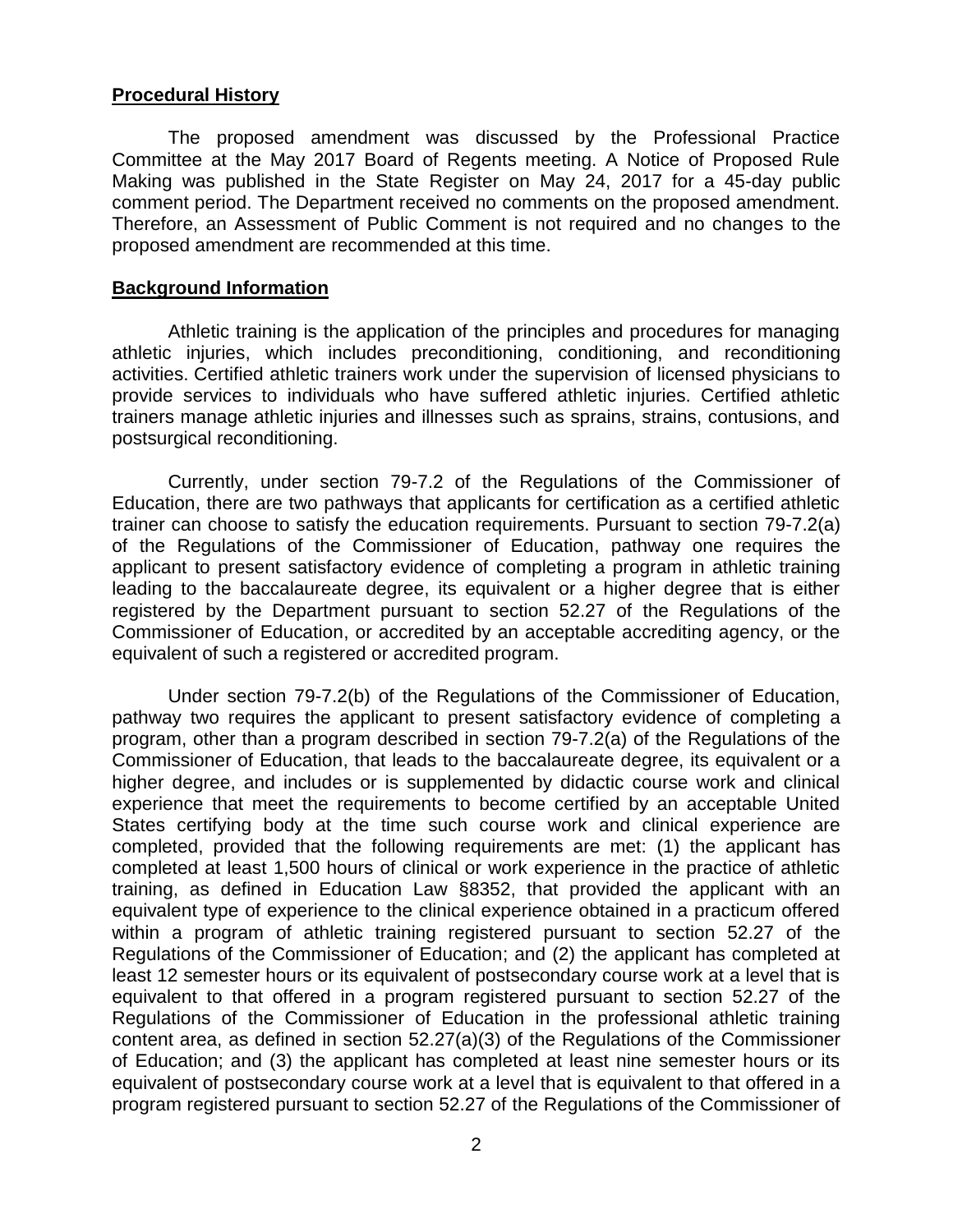**Procedural History**

The proposed amendment was discussed by the Professional Practice Committee at the May 2017 Board of Regents meeting. A Notice of Proposed Rule Making was published in the State Register on May 24, 2017 for a 45-day public comment period. The Department received no comments on the proposed amendment. Therefore, an Assessment of Public Comment is not required and no changes to the proposed amendment are recommended at this time.

**Background Information**

Athletic training is the application of the principles and procedures for managing athletic injuries, which includes preconditioning, conditioning, and reconditioning activities. Certified athletic trainers work under the supervision of licensed physicians to provide services to individuals who have suffered athletic injuries. Certified athletic trainers manage athletic injuries and illnesses such as sprains, strains, contusions, and postsurgical reconditioning.

Currently, under section 79-7.2 of the Regulations of the Commissioner of Education, there are two pathways that applicants for certification as a certified athletic trainer can choose to satisfy the education requirements. Pursuant to section 79-7.2(a) of the Regulations of the Commissioner of Education, pathway one requires the applicant to present satisfactory evidence of completing a program in athletic training leading to the baccalaureate degree, its equivalent or a higher degree that is either registered by the Department pursuant to section 52.27 of the Regulations of the Commissioner of Education, or accredited by an acceptable accrediting agency, or the equivalent of such a registered or accredited program.

Under section 79-7.2(b) of the Regulations of the Commissioner of Education, pathway two requires the applicant to present satisfactory evidence of completing a program, other than a program described in section 79-7.2(a) of the Regulations of the Commissioner of Education, that leads to the baccalaureate degree, its equivalent or a higher degree, and includes or is supplemented by didactic course work and clinical experience that meet the requirements to become certified by an acceptable United States certifying body at the time such course work and clinical experience are completed, provided that the following requirements are met: (1) the applicant has completed at least 1,500 hours of clinical or work experience in the practice of athletic training, as defined in Education Law §8352, that provided the applicant with an equivalent type of experience to the clinical experience obtained in a practicum offered within a program of athletic training registered pursuant to section 52.27 of the Regulations of the Commissioner of Education; and (2) the applicant has completed at least 12 semester hours or its equivalent of postsecondary course work at a level that is equivalent to that offered in a program registered pursuant to section 52.27 of the Regulations of the Commissioner of Education in the professional athletic training content area, as defined in section 52.27(a)(3) of the Regulations of the Commissioner of Education; and (3) the applicant has completed at least nine semester hours or its equivalent of postsecondary course work at a level that is equivalent to that offered in a program registered pursuant to section 52.27 of the Regulations of the Commissioner of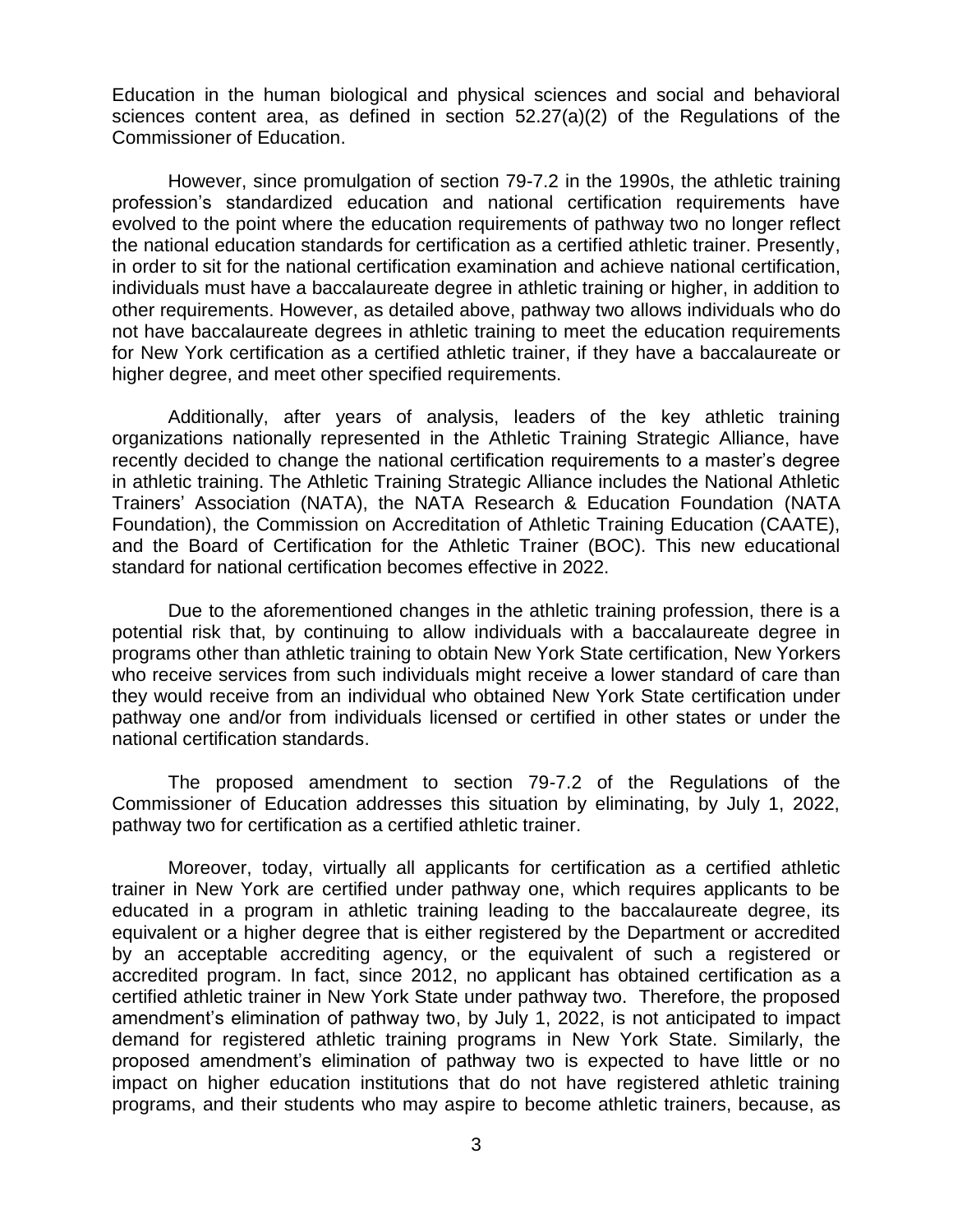Education in the human biological and physical sciences and social and behavioral sciences content area, as defined in section 52.27(a)(2) of the Regulations of the Commissioner of Education.

However, since promulgation of section 79-7.2 in the 1990s, the athletic training profession's standardized education and national certification requirements have evolved to the point where the education requirements of pathway two no longer reflect the national education standards for certification as a certified athletic trainer. Presently, in order to sit for the national certification examination and achieve national certification, individuals must have a baccalaureate degree in athletic training or higher, in addition to other requirements. However, as detailed above, pathway two allows individuals who do not have baccalaureate degrees in athletic training to meet the education requirements for New York certification as a certified athletic trainer, if they have a baccalaureate or higher degree, and meet other specified requirements.

Additionally, after years of analysis, leaders of the key athletic training organizations nationally represented in the Athletic Training Strategic Alliance, have recently decided to change the national certification requirements to a master's degree in athletic training. The Athletic Training Strategic Alliance includes the National Athletic Trainers' Association (NATA), the NATA Research & Education Foundation (NATA Foundation), the Commission on Accreditation of Athletic Training Education (CAATE), and the Board of Certification for the Athletic Trainer (BOC). This new educational standard for national certification becomes effective in 2022.

Due to the aforementioned changes in the athletic training profession, there is a potential risk that, by continuing to allow individuals with a baccalaureate degree in programs other than athletic training to obtain New York State certification, New Yorkers who receive services from such individuals might receive a lower standard of care than they would receive from an individual who obtained New York State certification under pathway one and/or from individuals licensed or certified in other states or under the national certification standards.

The proposed amendment to section 79-7.2 of the Regulations of the Commissioner of Education addresses this situation by eliminating, by July 1, 2022, pathway two for certification as a certified athletic trainer.

Moreover, today, virtually all applicants for certification as a certified athletic trainer in New York are certified under pathway one, which requires applicants to be educated in a program in athletic training leading to the baccalaureate degree, its equivalent or a higher degree that is either registered by the Department or accredited by an acceptable accrediting agency, or the equivalent of such a registered or accredited program. In fact, since 2012, no applicant has obtained certification as a certified athletic trainer in New York State under pathway two. Therefore, the proposed amendment's elimination of pathway two, by July 1, 2022, is not anticipated to impact demand for registered athletic training programs in New York State. Similarly, the proposed amendment's elimination of pathway two is expected to have little or no impact on higher education institutions that do not have registered athletic training programs, and their students who may aspire to become athletic trainers, because, as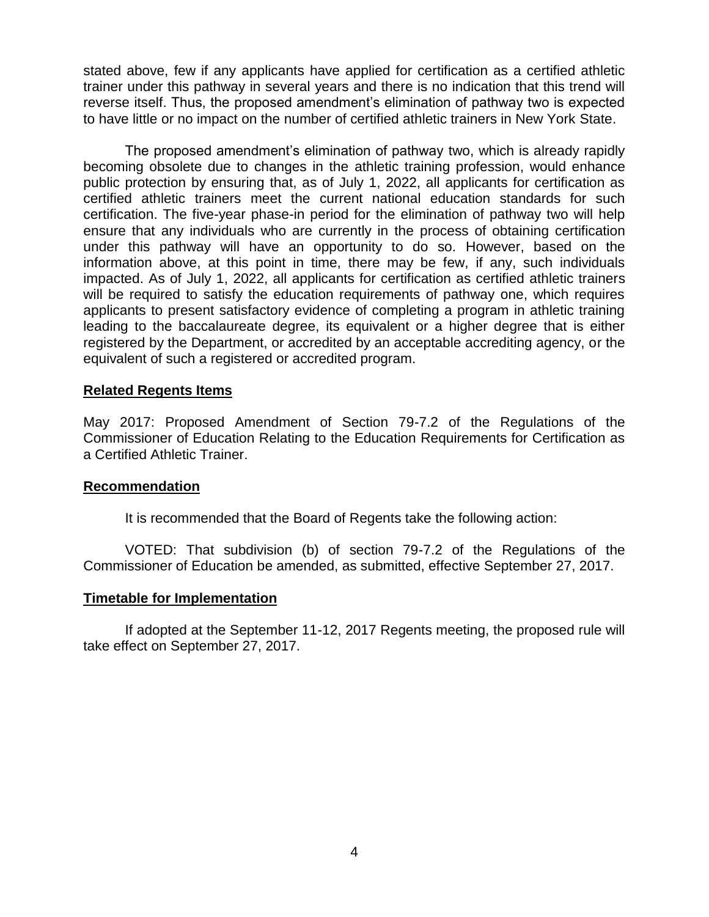stated above, few if any applicants have applied for certification as a certified athletic trainer under this pathway in several years and there is no indication that this trend will reverse itself. Thus, the proposed amendment's elimination of pathway two is expected to have little or no impact on the number of certified athletic trainers in New York State.

The proposed amendment's elimination of pathway two, which is already rapidly becoming obsolete due to changes in the athletic training profession, would enhance public protection by ensuring that, as of July 1, 2022, all applicants for certification as certified athletic trainers meet the current national education standards for such certification. The five-year phase-in period for the elimination of pathway two will help ensure that any individuals who are currently in the process of obtaining certification under this pathway will have an opportunity to do so. However, based on the information above, at this point in time, there may be few, if any, such individuals impacted. As of July 1, 2022, all applicants for certification as certified athletic trainers will be required to satisfy the education requirements of pathway one, which requires applicants to present satisfactory evidence of completing a program in athletic training leading to the baccalaureate degree, its equivalent or a higher degree that is either registered by the Department, or accredited by an acceptable accrediting agency, or the equivalent of such a registered or accredited program.

**Related Regents Items**

May 2017: Proposed Amendment of Section 79-7.2 of the Regulations of the Commissioner of Education Relating to the Education Requirements for Certification as a Certified Athletic Trainer.

**Recommendation**

It is recommended that the Board of Regents take the following action:

VOTED: That subdivision (b) of section 79-7.2 of the Regulations of the Commissioner of Education be amended, as submitted, effective September 27, 2017.

**Timetable for Implementation**

If adopted at the September 11-12, 2017 Regents meeting, the proposed rule will take effect on September 27, 2017.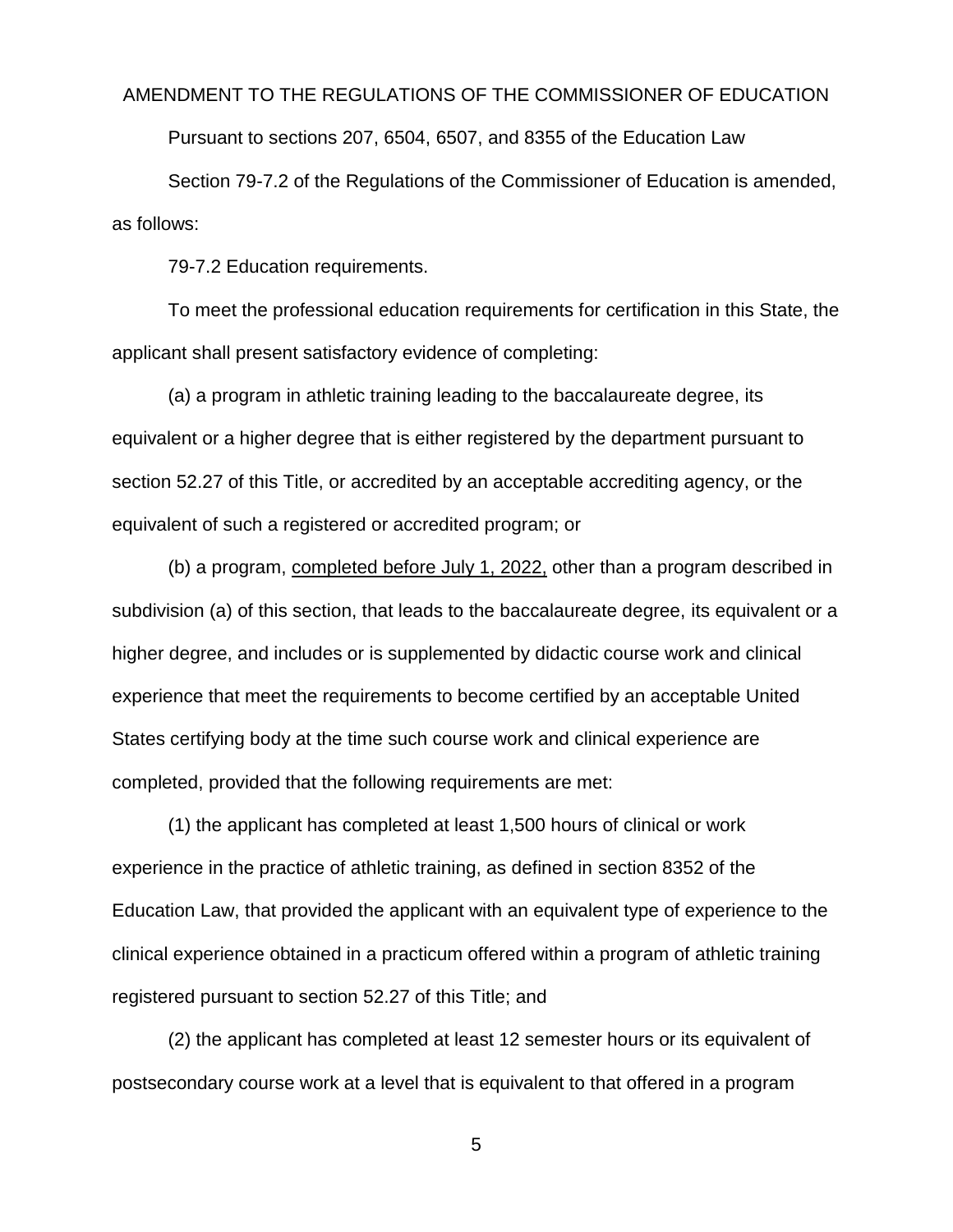AMENDMENT TO THE REGULATIONS OF THE COMMISSIONER OF EDUCATION

Pursuant to sections 207, 6504, 6507, and 8355 of the Education Law

Section 79-7.2 of the Regulations of the Commissioner of Education is amended, as follows:

79-7.2 Education requirements.

To meet the professional education requirements for certification in this State, the applicant shall present satisfactory evidence of completing:

(a) a program in athletic training leading to the baccalaureate degree, its equivalent or a higher degree that is either registered by the department pursuant to section 52.27 of this Title, or accredited by an acceptable accrediting agency, or the equivalent of such a registered or accredited program; or

(b) a program, <u>completed before July 1, 2022,</u> other than a program described in subdivision (a) of this section, that leads to the baccalaureate degree, its equivalent or a higher degree, and includes or is supplemented by didactic course work and clinical experience that meet the requirements to become certified by an acceptable United States certifying body at the time such course work and clinical experience are completed, provided that the following requirements are met:

(1) the applicant has completed at least 1,500 hours of clinical or work experience in the practice of athletic training, as defined in section 8352 of the Education Law, that provided the applicant with an equivalent type of experience to the clinical experience obtained in a practicum offered within a program of athletic training registered pursuant to section 52.27 of this Title; and

(2) the applicant has completed at least 12 semester hours or its equivalent of postsecondary course work at a level that is equivalent to that offered in a program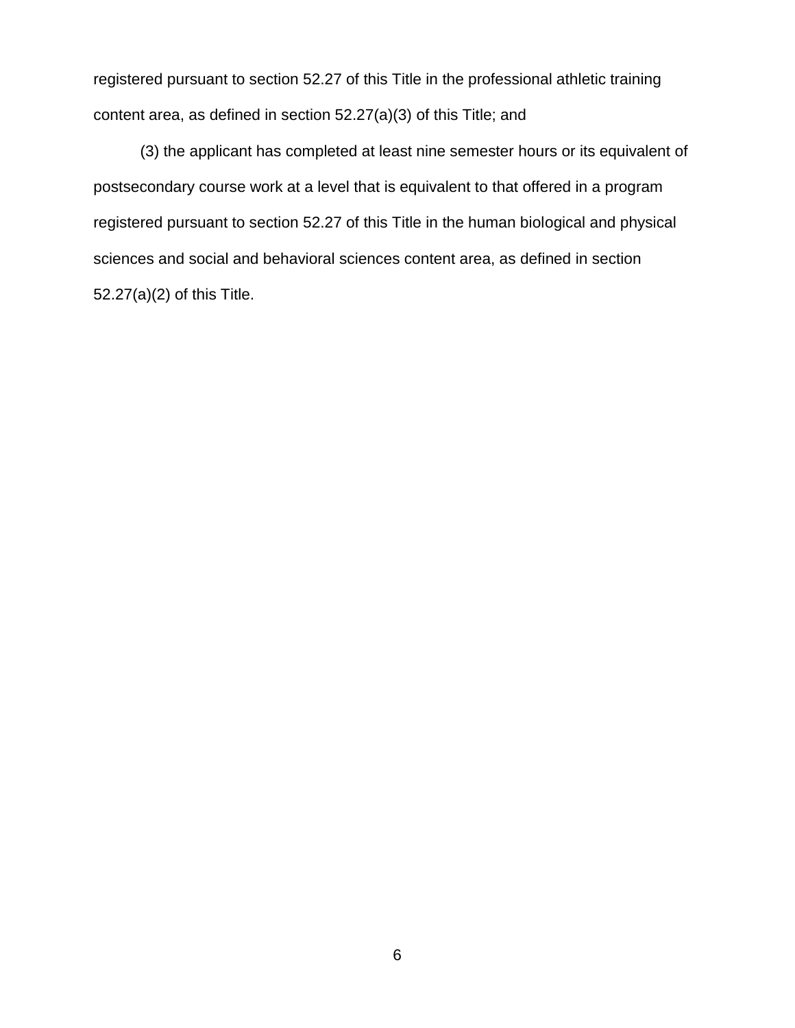registered pursuant to section 52.27 of this Title in the professional athletic training content area, as defined in section 52.27(a)(3) of this Title; and

(3) the applicant has completed at least nine semester hours or its equivalent of postsecondary course work at a level that is equivalent to that offered in a program registered pursuant to section 52.27 of this Title in the human biological and physical sciences and social and behavioral sciences content area, as defined in section 52.27(a)(2) of this Title.